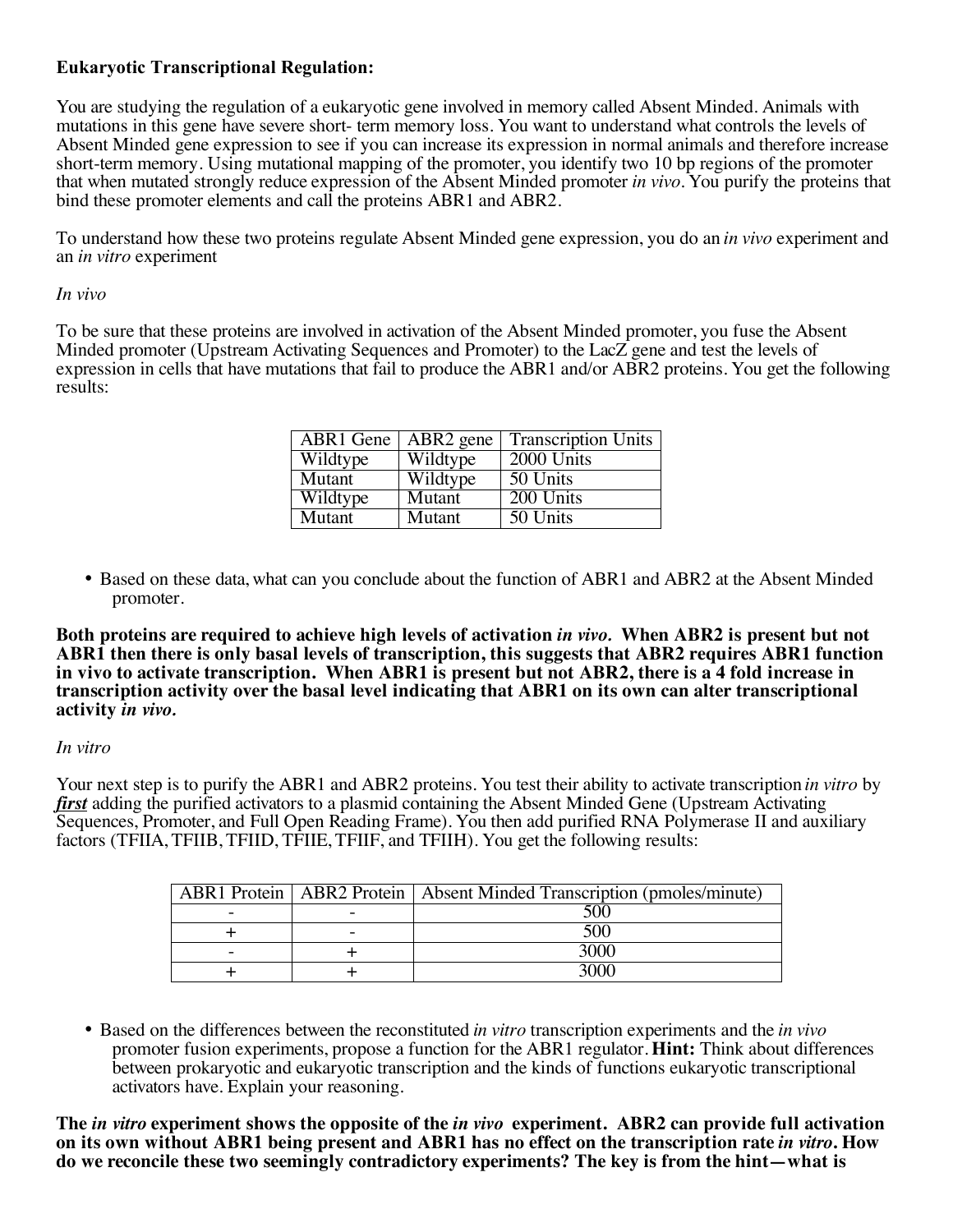**Eukaryotic Transcriptional Regulation:**

You are studying the regulation of a eukaryotic gene involved in memory called Absent Minded. Animals with mutations in this gene have severe short- term memory loss. You want to understand what controls the levels of Absent Minded gene expression to see if you can increase its expression in normal animals and therefore increase short-term memory. Using mutational mapping of the promoter, you identify two 10 bp regions of the promoter that when mutated strongly reduce expression of the Absent Minded promoter *in vivo*. You purify the proteins that bind these promoter elements and call the proteins ABR1 and ABR2.

To understand how these two proteins regulate Absent Minded gene expression, you do an *in vivo* experiment and an *in vitro* experiment

*In vivo*

To be sure that these proteins are involved in activation of the Absent Minded promoter, you fuse the Absent Minded promoter (Upstream Activating Sequences and Promoter) to the LacZ gene and test the levels of expression in cells that have mutations that fail to produce the ABR1 and/or ABR2 proteins. You get the following results:

| ABR1 Gene | ABR2 gene | Transcription Units |
|---|---|---|
| Wildtype | Wildtype | 2000 Units |
| Mutant | Wildtype | 50 Units |
| Wildtype | Mutant | 200 Units |
| Mutant | Mutant | 50 Units |

- Based on these data, what can you conclude about the function of ABR1 and ABR2 at the Absent Minded promoter.

**Both proteins are required to achieve high levels of activation *in vivo*. When ABR2 is present but not ABR1 then there is only basal levels of transcription, this suggests that ABR2 requires ABR1 function in vivo to activate transcription. When ABR1 is present but not ABR2, there is a 4 fold increase in transcription activity over the basal level indicating that ABR1 on its own can alter transcriptional activity *in vivo*.**

*In vitro*

Your next step is to purify the ABR1 and ABR2 proteins. You test their ability to activate transcription *in vitro* by ***first*** adding the purified activators to a plasmid containing the Absent Minded Gene (Upstream Activating Sequences, Promoter, and Full Open Reading Frame). You then add purified RNA Polymerase II and auxiliary factors (TFIIA, TFIIB, TFIID, TFIIE, TFIIF, and TFIIH). You get the following results:

| ABR1 Protein | ABR2 Protein | Absent Minded Transcription (pmoles/minute) |
|---|---|---|
| - | - | 500 |
| + | - | 500 |
| - | + | 3000 |
| + | + | 3000 |

- Based on the differences between the reconstituted *in vitro* transcription experiments and the *in vivo* promoter fusion experiments, propose a function for the ABR1 regulator. **Hint:** Think about differences between prokaryotic and eukaryotic transcription and the kinds of functions eukaryotic transcriptional activators have. Explain your reasoning.

**The *in vitro* experiment shows the opposite of the *in vivo* experiment. ABR2 can provide full activation on its own without ABR1 being present and ABR1 has no effect on the transcription rate *in vitro*. How do we reconcile these two seemingly contradictory experiments? The key is from the hint—what is**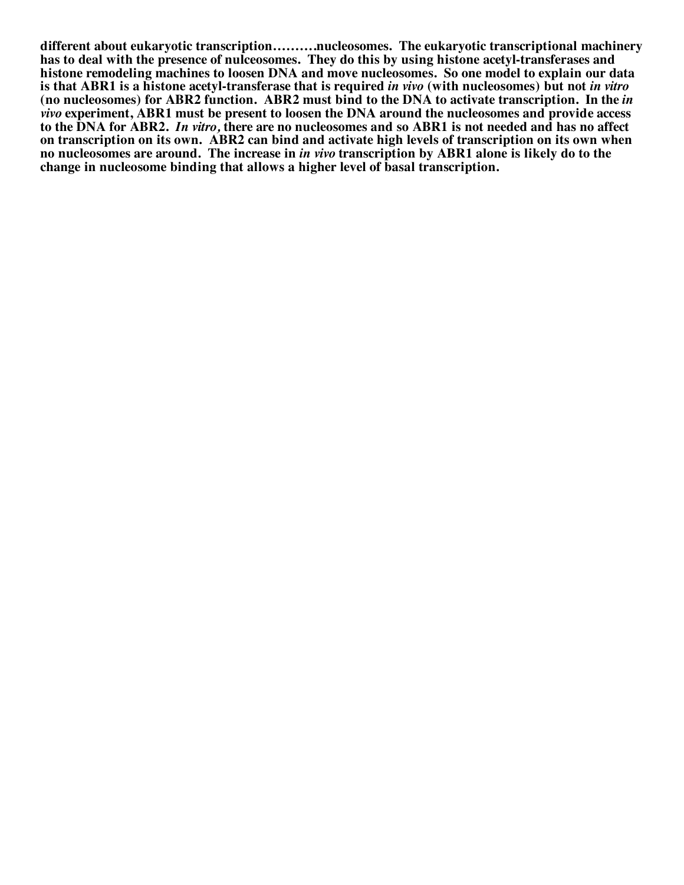**different about eukaryotic transcription……….nucleosomes. The eukaryotic transcriptional machinery has to deal with the presence of nulceosomes. They do this by using histone acetyl-transferases and histone remodeling machines to loosen DNA and move nucleosomes. So one model to explain our data is that ABR1 is a histone acetyl-transferase that is required *in vivo* (with nucleosomes) but not *in vitro* (no nucleosomes) for ABR2 function. ABR2 must bind to the DNA to activate transcription. In the *in vivo* experiment, ABR1 must be present to loosen the DNA around the nucleosomes and provide access to the DNA for ABR2. *In vitro,* there are no nucleosomes and so ABR1 is not needed and has no affect on transcription on its own. ABR2 can bind and activate high levels of transcription on its own when no nucleosomes are around. The increase in *in vivo* transcription by ABR1 alone is likely do to the change in nucleosome binding that allows a higher level of basal transcription.**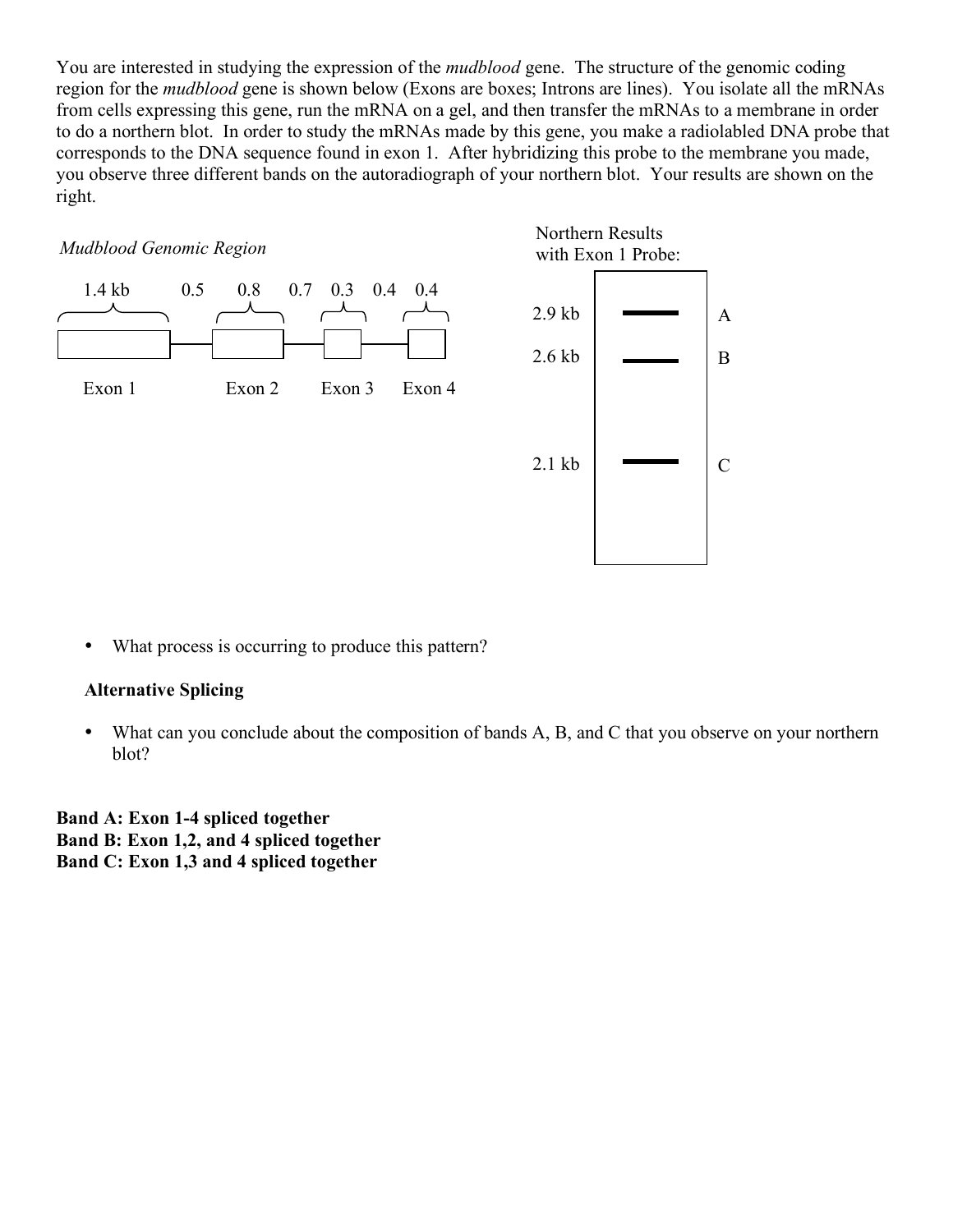You are interested in studying the expression of the *mudblood* gene. The structure of the genomic coding region for the *mudblood* gene is shown below (Exons are boxes; Introns are lines). You isolate all the mRNAs from cells expressing this gene, run the mRNA on a gel, and then transfer the mRNAs to a membrane in order to do a northern blot. In order to study the mRNAs made by this gene, you make a radiolabled DNA probe that corresponds to the DNA sequence found in exon 1. After hybridizing this probe to the membrane you made, you observe three different bands on the autoradiograph of your northern blot. Your results are shown on the right.

*Mudblood Genomic Region*

1.4 kb    0.5    0.8    0.7    0.3    0.4    0.4

Exon 1    Exon 2    Exon 3    Exon 4

Northern Results with Exon 1 Probe:

2.9 kb — A

2.6 kb — B

2.1 kb — C

- What process is occurring to produce this pattern?

**Alternative Splicing**

- What can you conclude about the composition of bands A, B, and C that you observe on your northern blot?

**Band A: Exon 1-4 spliced together**
**Band B: Exon 1,2, and 4 spliced together**
**Band C: Exon 1,3 and 4 spliced together**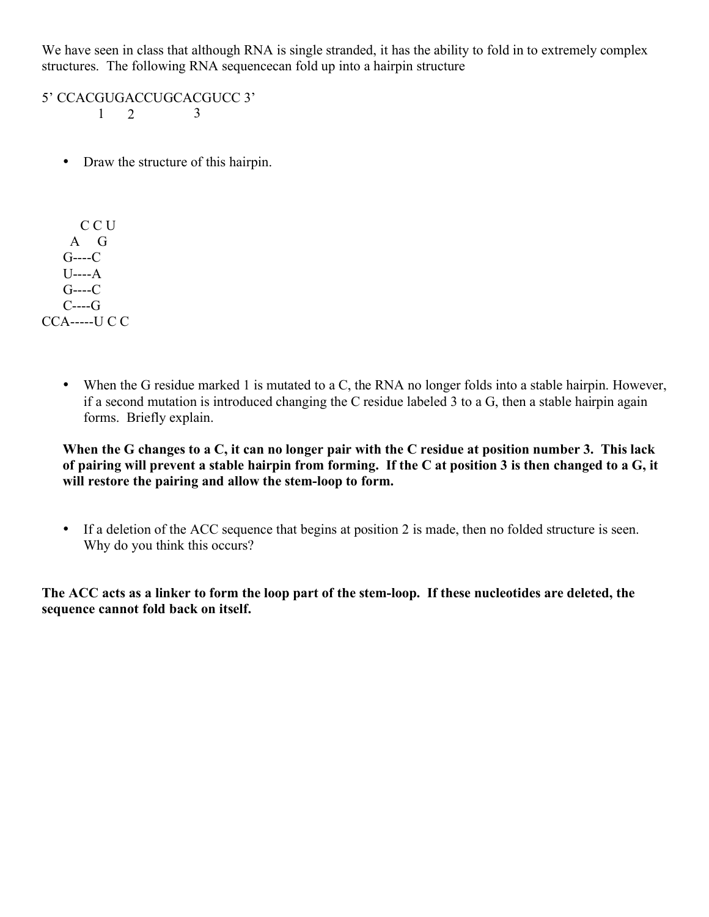We have seen in class that although RNA is single stranded, it has the ability to fold in to extremely complex structures. The following RNA sequencecan fold up into a hairpin structure

```
5' CCACGUGACCUGCACGUCC 3'
          1    2          3
```

- Draw the structure of this hairpin.

```
       C C U
     A     G
     G----C
     U----A
     G----C
     C----G
CCA-----U C C
```

- When the G residue marked 1 is mutated to a C, the RNA no longer folds into a stable hairpin. However, if a second mutation is introduced changing the C residue labeled 3 to a G, then a stable hairpin again forms. Briefly explain.

**When the G changes to a C, it can no longer pair with the C residue at position number 3. This lack of pairing will prevent a stable hairpin from forming. If the C at position 3 is then changed to a G, it will restore the pairing and allow the stem-loop to form.**

- If a deletion of the ACC sequence that begins at position 2 is made, then no folded structure is seen. Why do you think this occurs?

**The ACC acts as a linker to form the loop part of the stem-loop. If these nucleotides are deleted, the sequence cannot fold back on itself.**